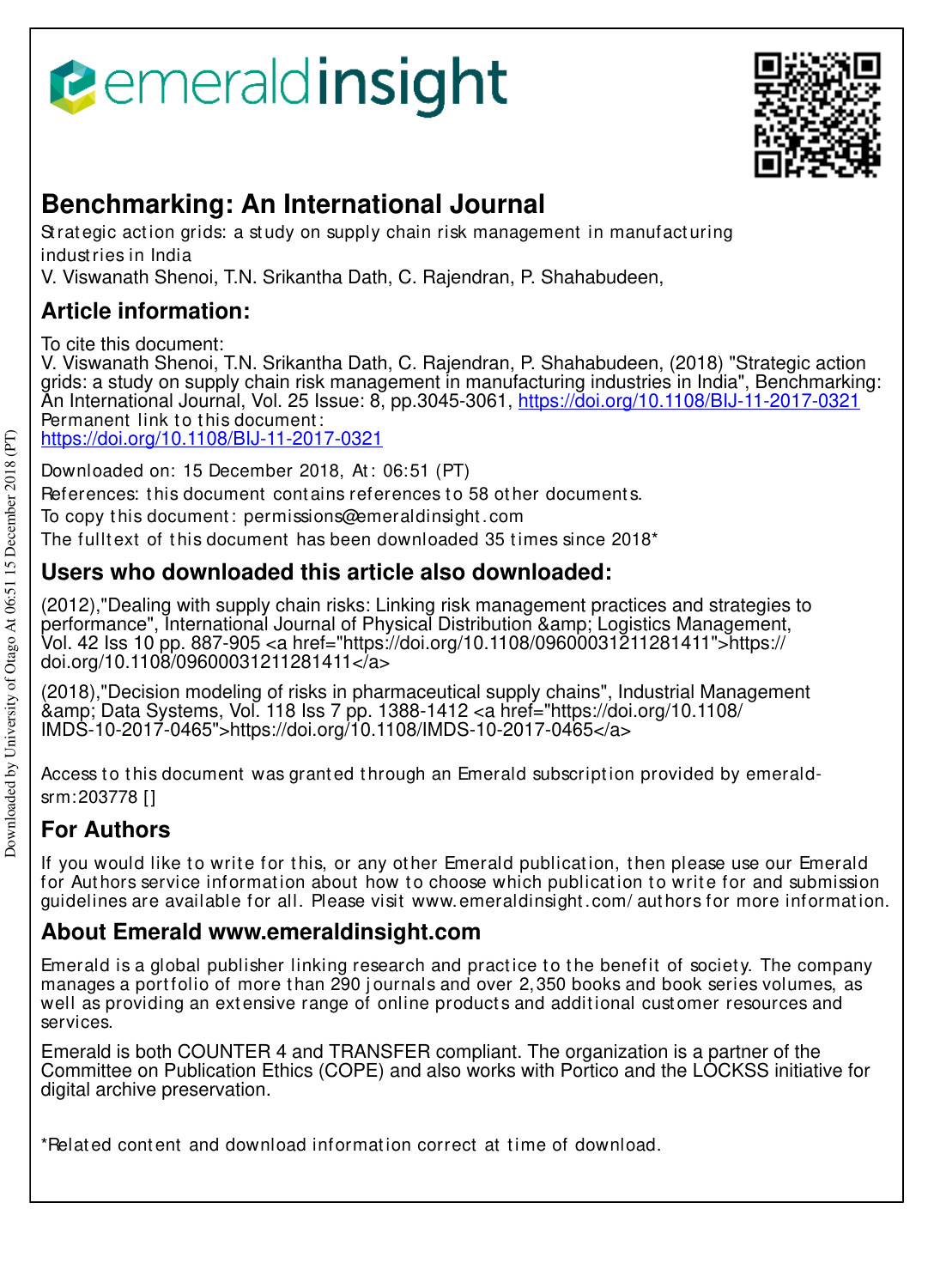emeraldinsight

# Benchmarking: An International Journal

Strategic action grids: a study on supply chain risk management in manufacturing industries in India

V. Viswanath Shenoi, T.N. Srikantha Dath, C. Rajendran, P. Shahabudeen,

## Article information:

To cite this document:

V. Viswanath Shenoi, T.N. Srikantha Dath, C. Rajendran, P. Shahabudeen, (2018) "Strategic action grids: a study on supply chain risk management in manufacturing industries in India", Benchmarking: An International Journal, Vol. 25 Issue: 8, pp.3045-3061, https://doi.org/10.1108/BIJ-11-2017-0321

Permanent link to this document:

https://doi.org/10.1108/BIJ-11-2017-0321

Downloaded on: 15 December 2018, At: 06:51 (PT)

References: this document contains references to 58 other documents.

To copy this document: permissions@emeraldinsight.com

The fulltext of this document has been downloaded 35 times since 2018*

## Users who downloaded this article also downloaded:

(2012),"Dealing with supply chain risks: Linking risk management practices and strategies to performance", International Journal of Physical Distribution &amp; Logistics Management, Vol. 42 Iss 10 pp. 887-905 <a href="https://doi.org/10.1108/09600031211281411">https://doi.org/10.1108/09600031211281411</a>

(2018),"Decision modeling of risks in pharmaceutical supply chains", Industrial Management &amp; Data Systems, Vol. 118 Iss 7 pp. 1388-1412 <a href="https://doi.org/10.1108/IMDS-10-2017-0465">https://doi.org/10.1108/IMDS-10-2017-0465</a>

Access to this document was granted through an Emerald subscription provided by emerald-srm:203778 []

## For Authors

If you would like to write for this, or any other Emerald publication, then please use our Emerald for Authors service information about how to choose which publication to write for and submission guidelines are available for all. Please visit www.emeraldinsight.com/authors for more information.

## About Emerald www.emeraldinsight.com

Emerald is a global publisher linking research and practice to the benefit of society. The company manages a portfolio of more than 290 journals and over 2,350 books and book series volumes, as well as providing an extensive range of online products and additional customer resources and services.

Emerald is both COUNTER 4 and TRANSFER compliant. The organization is a partner of the Committee on Publication Ethics (COPE) and also works with Portico and the LOCKSS initiative for digital archive preservation.

*Related content and download information correct at time of download.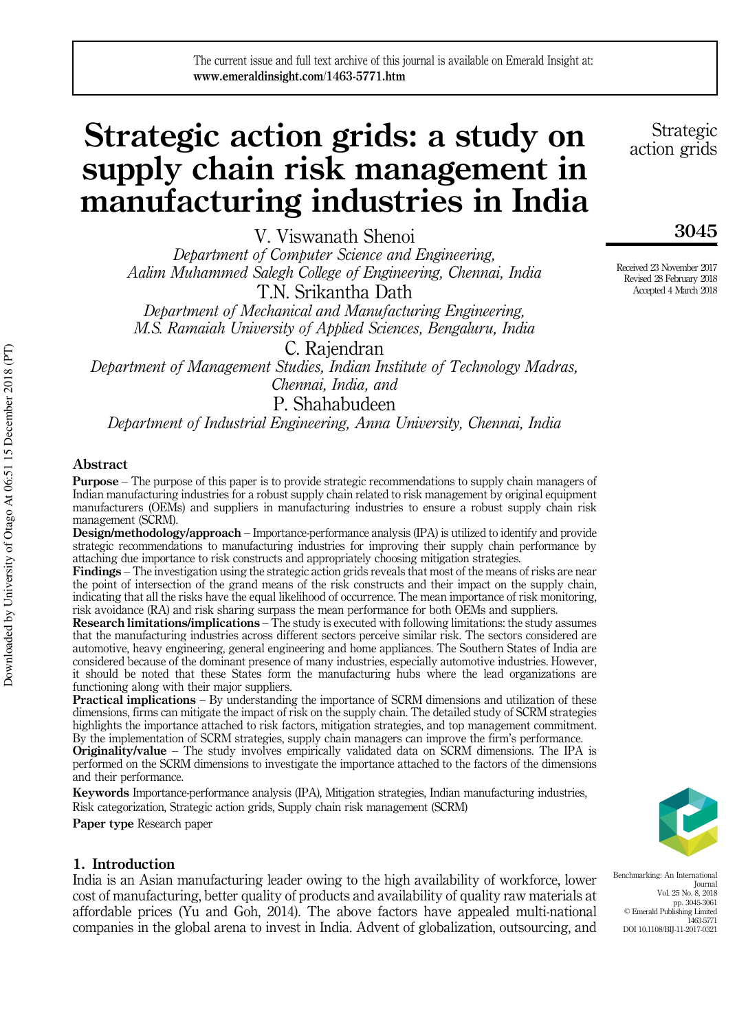# Strategic action grids: a study on supply chain risk management in manufacturing industries in India

V. Viswanath Shenoi

*Department of Computer Science and Engineering, Aalim Muhammed Salegh College of Engineering, Chennai, India*

T.N. Srikantha Dath

*Department of Mechanical and Manufacturing Engineering, M.S. Ramaiah University of Applied Sciences, Bengaluru, India*

C. Rajendran

*Department of Management Studies, Indian Institute of Technology Madras, Chennai, India, and*

P. Shahabudeen

*Department of Industrial Engineering, Anna University, Chennai, India*

Received 23 November 2017
Revised 28 February 2018
Accepted 4 March 2018

## Abstract

**Purpose** – The purpose of this paper is to provide strategic recommendations to supply chain managers of Indian manufacturing industries for a robust supply chain related to risk management by original equipment manufacturers (OEMs) and suppliers in manufacturing industries to ensure a robust supply chain risk management (SCRM).

**Design/methodology/approach** – Importance-performance analysis (IPA) is utilized to identify and provide strategic recommendations to manufacturing industries for improving their supply chain performance by attaching due importance to risk constructs and appropriately choosing mitigation strategies.

**Findings** – The investigation using the strategic action grids reveals that most of the means of risks are near the point of intersection of the grand means of the risk constructs and their impact on the supply chain, indicating that all the risks have the equal likelihood of occurrence. The mean importance of risk monitoring, risk avoidance (RA) and risk sharing surpass the mean performance for both OEMs and suppliers.

**Research limitations/implications** – The study is executed with following limitations: the study assumes that the manufacturing industries across different sectors perceive similar risk. The sectors considered are automotive, heavy engineering, general engineering and home appliances. The Southern States of India are considered because of the dominant presence of many industries, especially automotive industries. However, it should be noted that these States form the manufacturing hubs where the lead organizations are functioning along with their major suppliers.

**Practical implications** – By understanding the importance of SCRM dimensions and utilization of these dimensions, firms can mitigate the impact of risk on the supply chain. The detailed study of SCRM strategies highlights the importance attached to risk factors, mitigation strategies, and top management commitment. By the implementation of SCRM strategies, supply chain managers can improve the firm's performance.

**Originality/value** – The study involves empirically validated data on SCRM dimensions. The IPA is performed on the SCRM dimensions to investigate the importance attached to the factors of the dimensions and their performance.

**Keywords** Importance-performance analysis (IPA), Mitigation strategies, Indian manufacturing industries, Risk categorization, Strategic action grids, Supply chain risk management (SCRM)

**Paper type** Research paper

## 1. Introduction

India is an Asian manufacturing leader owing to the high availability of workforce, lower cost of manufacturing, better quality of products and availability of quality raw materials at affordable prices (Yu and Goh, 2014). The above factors have appealed multi-national companies in the global arena to invest in India. Advent of globalization, outsourcing, and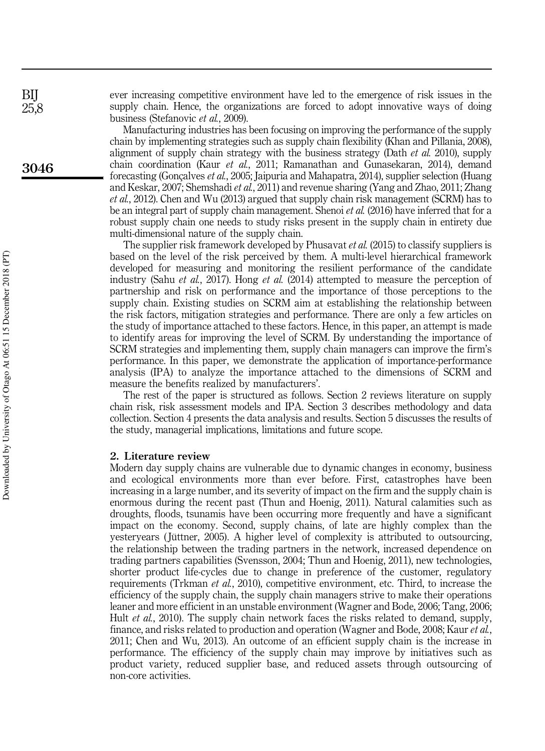ever increasing competitive environment have led to the emergence of risk issues in the supply chain. Hence, the organizations are forced to adopt innovative ways of doing business (Stefanovic *et al.*, 2009).

Manufacturing industries has been focusing on improving the performance of the supply chain by implementing strategies such as supply chain flexibility (Khan and Pillania, 2008), alignment of supply chain strategy with the business strategy (Dath *et al.* 2010), supply chain coordination (Kaur *et al.*, 2011; Ramanathan and Gunasekaran, 2014), demand forecasting (Gonçalves *et al.*, 2005; Jaipuria and Mahapatra, 2014), supplier selection (Huang and Keskar, 2007; Shemshadi *et al.*, 2011) and revenue sharing (Yang and Zhao, 2011; Zhang *et al.*, 2012). Chen and Wu (2013) argued that supply chain risk management (SCRM) has to be an integral part of supply chain management. Shenoi *et al.* (2016) have inferred that for a robust supply chain one needs to study risks present in the supply chain in entirety due multi-dimensional nature of the supply chain.

The supplier risk framework developed by Phusavat *et al.* (2015) to classify suppliers is based on the level of the risk perceived by them. A multi-level hierarchical framework developed for measuring and monitoring the resilient performance of the candidate industry (Sahu *et al.*, 2017). Hong *et al.* (2014) attempted to measure the perception of partnership and risk on performance and the importance of those perceptions to the supply chain. Existing studies on SCRM aim at establishing the relationship between the risk factors, mitigation strategies and performance. There are only a few articles on the study of importance attached to these factors. Hence, in this paper, an attempt is made to identify areas for improving the level of SCRM. By understanding the importance of SCRM strategies and implementing them, supply chain managers can improve the firm's performance. In this paper, we demonstrate the application of importance-performance analysis (IPA) to analyze the importance attached to the dimensions of SCRM and measure the benefits realized by manufacturers'.

The rest of the paper is structured as follows. Section 2 reviews literature on supply chain risk, risk assessment models and IPA. Section 3 describes methodology and data collection. Section 4 presents the data analysis and results. Section 5 discusses the results of the study, managerial implications, limitations and future scope.

## 2. Literature review

Modern day supply chains are vulnerable due to dynamic changes in economy, business and ecological environments more than ever before. First, catastrophes have been increasing in a large number, and its severity of impact on the firm and the supply chain is enormous during the recent past (Thun and Hoenig, 2011). Natural calamities such as droughts, floods, tsunamis have been occurring more frequently and have a significant impact on the economy. Second, supply chains, of late are highly complex than the yesteryears (Jüttner, 2005). A higher level of complexity is attributed to outsourcing, the relationship between the trading partners in the network, increased dependence on trading partners capabilities (Svensson, 2004; Thun and Hoenig, 2011), new technologies, shorter product life-cycles due to change in preference of the customer, regulatory requirements (Trkman *et al.*, 2010), competitive environment, etc. Third, to increase the efficiency of the supply chain, the supply chain managers strive to make their operations leaner and more efficient in an unstable environment (Wagner and Bode, 2006; Tang, 2006; Hult *et al.*, 2010). The supply chain network faces the risks related to demand, supply, finance, and risks related to production and operation (Wagner and Bode, 2008; Kaur *et al.*, 2011; Chen and Wu, 2013). An outcome of an efficient supply chain is the increase in performance. The efficiency of the supply chain may improve by initiatives such as product variety, reduced supplier base, and reduced assets through outsourcing of non-core activities.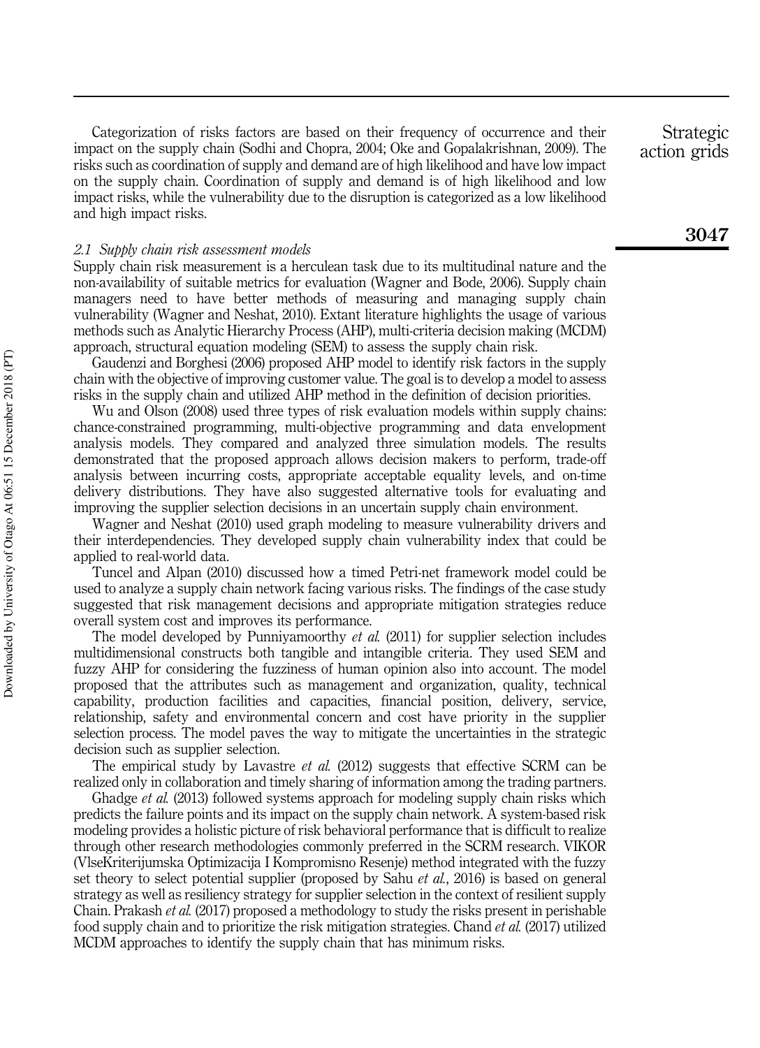Categorization of risks factors are based on their frequency of occurrence and their impact on the supply chain (Sodhi and Chopra, 2004; Oke and Gopalakrishnan, 2009). The risks such as coordination of supply and demand are of high likelihood and have low impact on the supply chain. Coordination of supply and demand is of high likelihood and low impact risks, while the vulnerability due to the disruption is categorized as a low likelihood and high impact risks.

### *2.1 Supply chain risk assessment models*

Supply chain risk measurement is a herculean task due to its multitudinal nature and the non-availability of suitable metrics for evaluation (Wagner and Bode, 2006). Supply chain managers need to have better methods of measuring and managing supply chain vulnerability (Wagner and Neshat, 2010). Extant literature highlights the usage of various methods such as Analytic Hierarchy Process (AHP), multi-criteria decision making (MCDM) approach, structural equation modeling (SEM) to assess the supply chain risk.

Gaudenzi and Borghesi (2006) proposed AHP model to identify risk factors in the supply chain with the objective of improving customer value. The goal is to develop a model to assess risks in the supply chain and utilized AHP method in the definition of decision priorities.

Wu and Olson (2008) used three types of risk evaluation models within supply chains: chance-constrained programming, multi-objective programming and data envelopment analysis models. They compared and analyzed three simulation models. The results demonstrated that the proposed approach allows decision makers to perform, trade-off analysis between incurring costs, appropriate acceptable equality levels, and on-time delivery distributions. They have also suggested alternative tools for evaluating and improving the supplier selection decisions in an uncertain supply chain environment.

Wagner and Neshat (2010) used graph modeling to measure vulnerability drivers and their interdependencies. They developed supply chain vulnerability index that could be applied to real-world data.

Tuncel and Alpan (2010) discussed how a timed Petri-net framework model could be used to analyze a supply chain network facing various risks. The findings of the case study suggested that risk management decisions and appropriate mitigation strategies reduce overall system cost and improves its performance.

The model developed by Punniyamoorthy *et al.* (2011) for supplier selection includes multidimensional constructs both tangible and intangible criteria. They used SEM and fuzzy AHP for considering the fuzziness of human opinion also into account. The model proposed that the attributes such as management and organization, quality, technical capability, production facilities and capacities, financial position, delivery, service, relationship, safety and environmental concern and cost have priority in the supplier selection process. The model paves the way to mitigate the uncertainties in the strategic decision such as supplier selection.

The empirical study by Lavastre *et al.* (2012) suggests that effective SCRM can be realized only in collaboration and timely sharing of information among the trading partners.

Ghadge *et al.* (2013) followed systems approach for modeling supply chain risks which predicts the failure points and its impact on the supply chain network. A system-based risk modeling provides a holistic picture of risk behavioral performance that is difficult to realize through other research methodologies commonly preferred in the SCRM research. VIKOR (VlseKriterijumska Optimizacija I Kompromisno Resenje) method integrated with the fuzzy set theory to select potential supplier (proposed by Sahu *et al.*, 2016) is based on general strategy as well as resiliency strategy for supplier selection in the context of resilient supply Chain. Prakash *et al.* (2017) proposed a methodology to study the risks present in perishable food supply chain and to prioritize the risk mitigation strategies. Chand *et al.* (2017) utilized MCDM approaches to identify the supply chain that has minimum risks.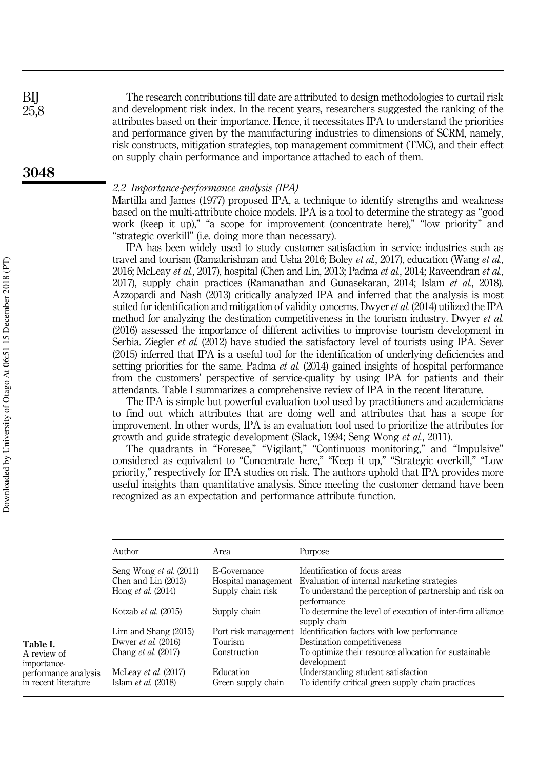The research contributions till date are attributed to design methodologies to curtail risk and development risk index. In the recent years, researchers suggested the ranking of the attributes based on their importance. Hence, it necessitates IPA to understand the priorities and performance given by the manufacturing industries to dimensions of SCRM, namely, risk constructs, mitigation strategies, top management commitment (TMC), and their effect on supply chain performance and importance attached to each of them.

### *2.2 Importance-performance analysis (IPA)*

Martilla and James (1977) proposed IPA, a technique to identify strengths and weakness based on the multi-attribute choice models. IPA is a tool to determine the strategy as "good work (keep it up)," "a scope for improvement (concentrate here)," "low priority" and "strategic overkill" (i.e. doing more than necessary).

IPA has been widely used to study customer satisfaction in service industries such as travel and tourism (Ramakrishnan and Usha 2016; Boley *et al.*, 2017), education (Wang *et al.*, 2016; McLeay *et al.*, 2017), hospital (Chen and Lin, 2013; Padma *et al.*, 2014; Raveendran *et al.*, 2017), supply chain practices (Ramanathan and Gunasekaran, 2014; Islam *et al.*, 2018). Azzopardi and Nash (2013) critically analyzed IPA and inferred that the analysis is most suited for identification and mitigation of validity concerns. Dwyer *et al.* (2014) utilized the IPA method for analyzing the destination competitiveness in the tourism industry. Dwyer *et al.* (2016) assessed the importance of different activities to improvise tourism development in Serbia. Ziegler *et al.* (2012) have studied the satisfactory level of tourists using IPA. Sever (2015) inferred that IPA is a useful tool for the identification of underlying deficiencies and setting priorities for the same. Padma *et al.* (2014) gained insights of hospital performance from the customers' perspective of service-quality by using IPA for patients and their attendants. Table I summarizes a comprehensive review of IPA in the recent literature.

The IPA is simple but powerful evaluation tool used by practitioners and academicians to find out which attributes that are doing well and attributes that has a scope for improvement. In other words, IPA is an evaluation tool used to prioritize the attributes for growth and guide strategic development (Slack, 1994; Seng Wong *et al.*, 2011).

The quadrants in "Foresee," "Vigilant," "Continuous monitoring," and "Impulsive" considered as equivalent to "Concentrate here," "Keep it up," "Strategic overkill," "Low priority," respectively for IPA studies on risk. The authors uphold that IPA provides more useful insights than quantitative analysis. Since meeting the customer demand have been recognized as an expectation and performance attribute function.

| Author | Area | Purpose |
|---|---|---|
| Seng Wong *et al.* (2011) | E-Governance | Identification of focus areas |
| Chen and Lin (2013) | Hospital management | Evaluation of internal marketing strategies |
| Hong *et al.* (2014) | Supply chain risk | To understand the perception of partnership and risk on performance |
| Kotzab *et al.* (2015) | Supply chain | To determine the level of execution of inter-firm alliance supply chain |
| Lirn and Shang (2015) | Port risk management | Identification factors with low performance |
| Dwyer *et al.* (2016) | Tourism | Destination competitiveness |
| Chang *et al.* (2017) | Construction | To optimize their resource allocation for sustainable development |
| McLeay *et al.* (2017) | Education | Understanding student satisfaction |
| Islam *et al.* (2018) | Green supply chain | To identify critical green supply chain practices |

**Table I.** A review of importance-performance analysis in recent literature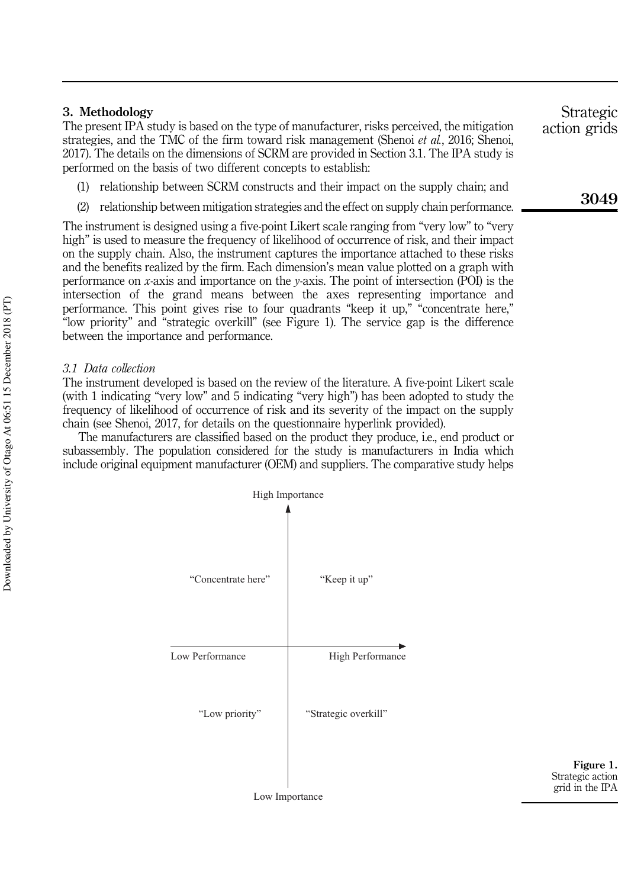## 3. Methodology

The present IPA study is based on the type of manufacturer, risks perceived, the mitigation strategies, and the TMC of the firm toward risk management (Shenoi *et al.*, 2016; Shenoi, 2017). The details on the dimensions of SCRM are provided in Section 3.1. The IPA study is performed on the basis of two different concepts to establish:

(1) relationship between SCRM constructs and their impact on the supply chain; and

(2) relationship between mitigation strategies and the effect on supply chain performance.

The instrument is designed using a five-point Likert scale ranging from "very low" to "very high" is used to measure the frequency of likelihood of occurrence of risk, and their impact on the supply chain. Also, the instrument captures the importance attached to these risks and the benefits realized by the firm. Each dimension's mean value plotted on a graph with performance on *x*-axis and importance on the *y*-axis. The point of intersection (POI) is the intersection of the grand means between the axes representing importance and performance. This point gives rise to four quadrants "keep it up," "concentrate here," "low priority" and "strategic overkill" (see Figure 1). The service gap is the difference between the importance and performance.

### *3.1 Data collection*

The instrument developed is based on the review of the literature. A five-point Likert scale (with 1 indicating "very low" and 5 indicating "very high") has been adopted to study the frequency of likelihood of occurrence of risk and its severity of the impact on the supply chain (see Shenoi, 2017, for details on the questionnaire hyperlink provided).

The manufacturers are classified based on the product they produce, i.e., end product or subassembly. The population considered for the study is manufacturers in India which include original equipment manufacturer (OEM) and suppliers. The comparative study helps

High Importance

"Concentrate here" | "Keep it up"

Low Performance | High Performance

"Low priority" | "Strategic overkill"

Low Importance

**Figure 1.** Strategic action grid in the IPA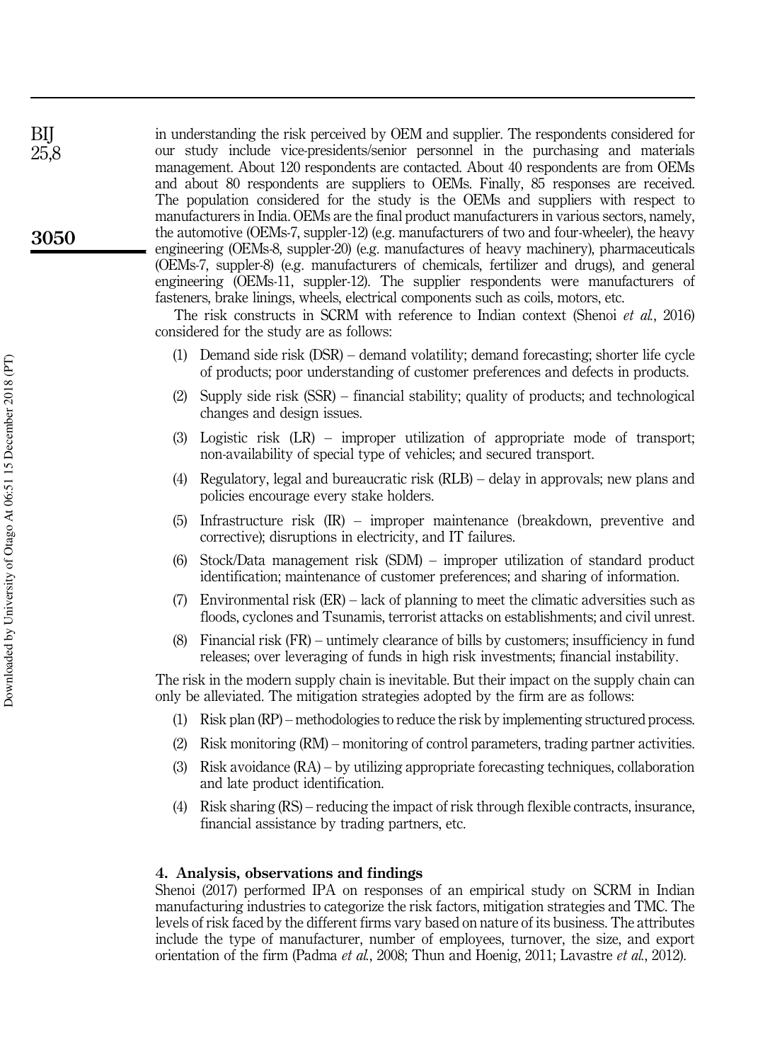in understanding the risk perceived by OEM and supplier. The respondents considered for our study include vice-presidents/senior personnel in the purchasing and materials management. About 120 respondents are contacted. About 40 respondents are from OEMs and about 80 respondents are suppliers to OEMs. Finally, 85 responses are received. The population considered for the study is the OEMs and suppliers with respect to manufacturers in India. OEMs are the final product manufacturers in various sectors, namely, the automotive (OEMs-7, suppler-12) (e.g. manufacturers of two and four-wheeler), the heavy engineering (OEMs-8, suppler-20) (e.g. manufactures of heavy machinery), pharmaceuticals (OEMs-7, suppler-8) (e.g. manufacturers of chemicals, fertilizer and drugs), and general engineering (OEMs-11, suppler-12). The supplier respondents were manufacturers of fasteners, brake linings, wheels, electrical components such as coils, motors, etc.

The risk constructs in SCRM with reference to Indian context (Shenoi *et al.*, 2016) considered for the study are as follows:

1. Demand side risk (DSR) – demand volatility; demand forecasting; shorter life cycle of products; poor understanding of customer preferences and defects in products.
2. Supply side risk (SSR) – financial stability; quality of products; and technological changes and design issues.
3. Logistic risk (LR) – improper utilization of appropriate mode of transport; non-availability of special type of vehicles; and secured transport.
4. Regulatory, legal and bureaucratic risk (RLB) – delay in approvals; new plans and policies encourage every stake holders.
5. Infrastructure risk (IR) – improper maintenance (breakdown, preventive and corrective); disruptions in electricity, and IT failures.
6. Stock/Data management risk (SDM) – improper utilization of standard product identification; maintenance of customer preferences; and sharing of information.
7. Environmental risk (ER) – lack of planning to meet the climatic adversities such as floods, cyclones and Tsunamis, terrorist attacks on establishments; and civil unrest.
8. Financial risk (FR) – untimely clearance of bills by customers; insufficiency in fund releases; over leveraging of funds in high risk investments; financial instability.

The risk in the modern supply chain is inevitable. But their impact on the supply chain can only be alleviated. The mitigation strategies adopted by the firm are as follows:

1. Risk plan (RP) – methodologies to reduce the risk by implementing structured process.
2. Risk monitoring (RM) – monitoring of control parameters, trading partner activities.
3. Risk avoidance (RA) – by utilizing appropriate forecasting techniques, collaboration and late product identification.
4. Risk sharing (RS) – reducing the impact of risk through flexible contracts, insurance, financial assistance by trading partners, etc.

## 4. Analysis, observations and findings

Shenoi (2017) performed IPA on responses of an empirical study on SCRM in Indian manufacturing industries to categorize the risk factors, mitigation strategies and TMC. The levels of risk faced by the different firms vary based on nature of its business. The attributes include the type of manufacturer, number of employees, turnover, the size, and export orientation of the firm (Padma *et al.*, 2008; Thun and Hoenig, 2011; Lavastre *et al.*, 2012).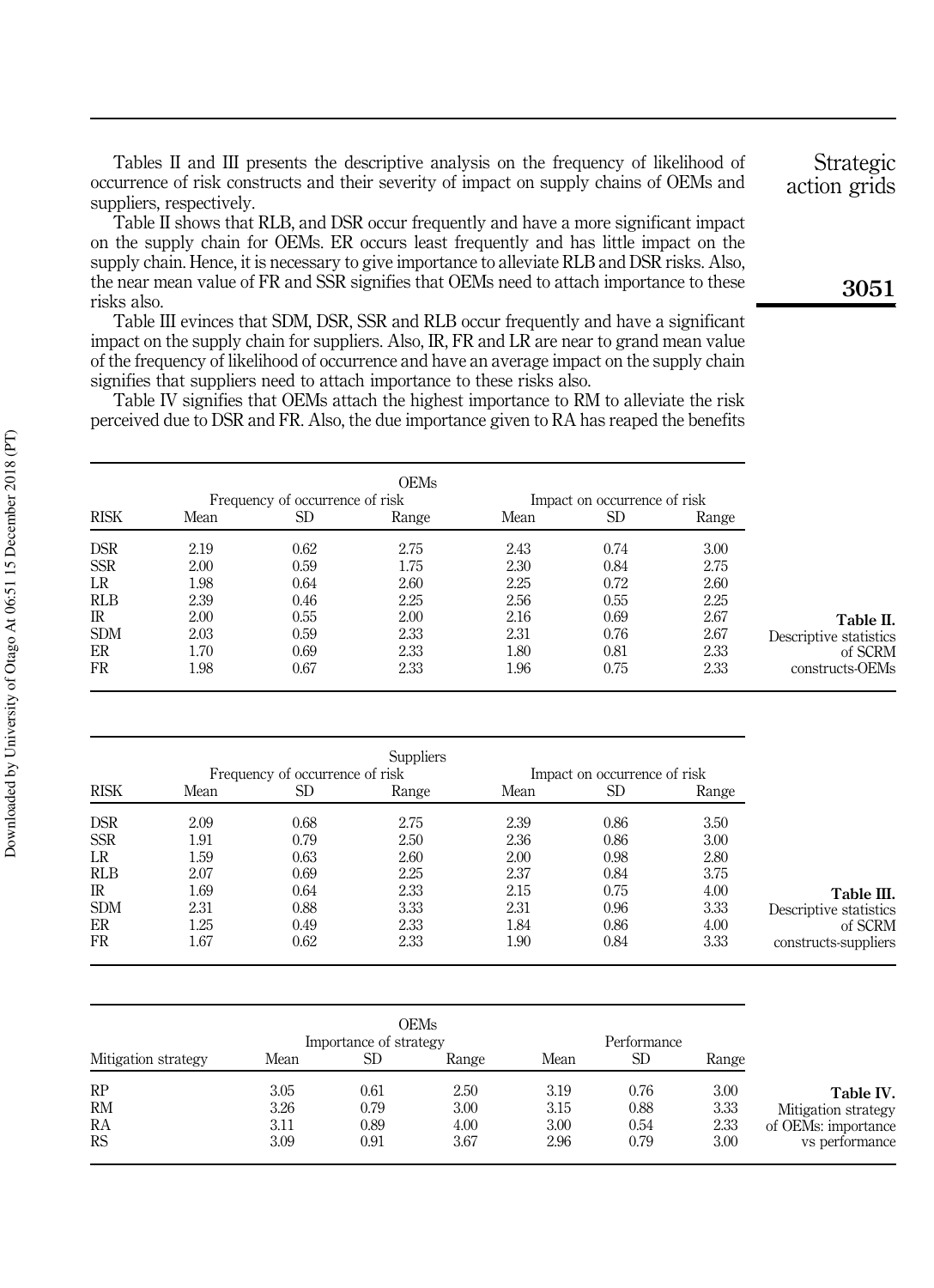Tables II and III presents the descriptive analysis on the frequency of likelihood of occurrence of risk constructs and their severity of impact on supply chains of OEMs and suppliers, respectively.

Table II shows that RLB, and DSR occur frequently and have a more significant impact on the supply chain for OEMs. ER occurs least frequently and has little impact on the supply chain. Hence, it is necessary to give importance to alleviate RLB and DSR risks. Also, the near mean value of FR and SSR signifies that OEMs need to attach importance to these risks also.

Table III evinces that SDM, DSR, SSR and RLB occur frequently and have a significant impact on the supply chain for suppliers. Also, IR, FR and LR are near to grand mean value of the frequency of likelihood of occurrence and have an average impact on the supply chain signifies that suppliers need to attach importance to these risks also.

Table IV signifies that OEMs attach the highest importance to RM to alleviate the risk perceived due to DSR and FR. Also, the due importance given to RA has reaped the benefits

| | OEMs | | | | | |
|---|---|---|---|---|---|---|
| | Frequency of occurrence of risk | | | Impact on occurrence of risk | | |
| RISK | Mean | SD | Range | Mean | SD | Range |
| DSR | 2.19 | 0.62 | 2.75 | 2.43 | 0.74 | 3.00 |
| SSR | 2.00 | 0.59 | 1.75 | 2.30 | 0.84 | 2.75 |
| LR | 1.98 | 0.64 | 2.60 | 2.25 | 0.72 | 2.60 |
| RLB | 2.39 | 0.46 | 2.25 | 2.56 | 0.55 | 2.25 |
| IR | 2.00 | 0.55 | 2.00 | 2.16 | 0.69 | 2.67 |
| SDM | 2.03 | 0.59 | 2.33 | 2.31 | 0.76 | 2.67 |
| ER | 1.70 | 0.69 | 2.33 | 1.80 | 0.81 | 2.33 |
| FR | 1.98 | 0.67 | 2.33 | 1.96 | 0.75 | 2.33 |

**Table II.** Descriptive statistics of SCRM constructs-OEMs

| | Suppliers | | | | | |
|---|---|---|---|---|---|---|
| | Frequency of occurrence of risk | | | Impact on occurrence of risk | | |
| RISK | Mean | SD | Range | Mean | SD | Range |
| DSR | 2.09 | 0.68 | 2.75 | 2.39 | 0.86 | 3.50 |
| SSR | 1.91 | 0.79 | 2.50 | 2.36 | 0.86 | 3.00 |
| LR | 1.59 | 0.63 | 2.60 | 2.00 | 0.98 | 2.80 |
| RLB | 2.07 | 0.69 | 2.25 | 2.37 | 0.84 | 3.75 |
| IR | 1.69 | 0.64 | 2.33 | 2.15 | 0.75 | 4.00 |
| SDM | 2.31 | 0.88 | 3.33 | 2.31 | 0.96 | 3.33 |
| ER | 1.25 | 0.49 | 2.33 | 1.84 | 0.86 | 4.00 |
| FR | 1.67 | 0.62 | 2.33 | 1.90 | 0.84 | 3.33 |

**Table III.** Descriptive statistics of SCRM constructs-suppliers

| | OEMs | | | | | |
|---|---|---|---|---|---|---|
| | Importance of strategy | | | Performance | | |
| Mitigation strategy | Mean | SD | Range | Mean | SD | Range |
| RP | 3.05 | 0.61 | 2.50 | 3.19 | 0.76 | 3.00 |
| RM | 3.26 | 0.79 | 3.00 | 3.15 | 0.88 | 3.33 |
| RA | 3.11 | 0.89 | 4.00 | 3.00 | 0.54 | 2.33 |
| RS | 3.09 | 0.91 | 3.67 | 2.96 | 0.79 | 3.00 |

**Table IV.** Mitigation strategy of OEMs: importance vs performance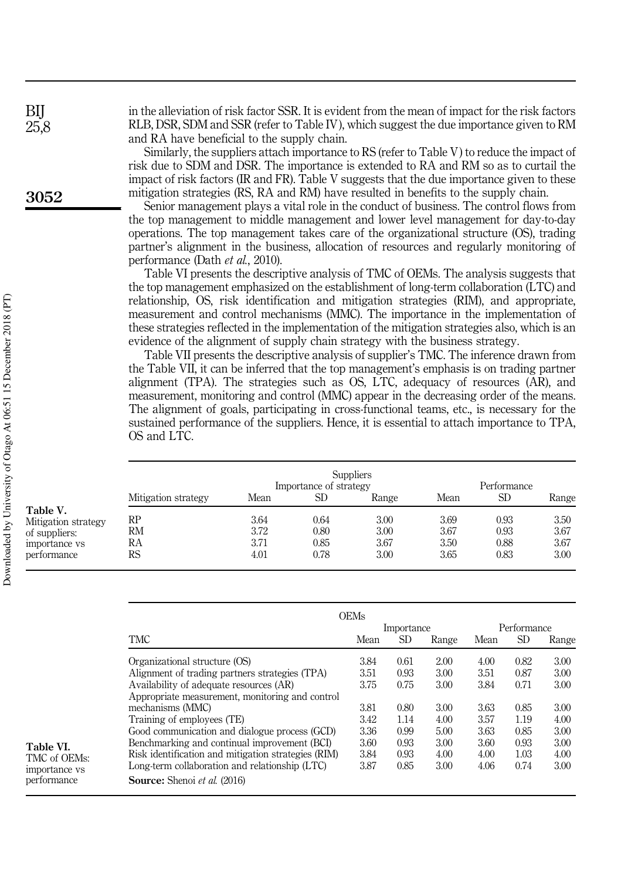in the alleviation of risk factor SSR. It is evident from the mean of impact for the risk factors RLB, DSR, SDM and SSR (refer to Table IV), which suggest the due importance given to RM and RA have beneficial to the supply chain.

Similarly, the suppliers attach importance to RS (refer to Table V) to reduce the impact of risk due to SDM and DSR. The importance is extended to RA and RM so as to curtail the impact of risk factors (IR and FR). Table V suggests that the due importance given to these mitigation strategies (RS, RA and RM) have resulted in benefits to the supply chain.

Senior management plays a vital role in the conduct of business. The control flows from the top management to middle management and lower level management for day-to-day operations. The top management takes care of the organizational structure (OS), trading partner's alignment in the business, allocation of resources and regularly monitoring of performance (Dath *et al.*, 2010).

Table VI presents the descriptive analysis of TMC of OEMs. The analysis suggests that the top management emphasized on the establishment of long-term collaboration (LTC) and relationship, OS, risk identification and mitigation strategies (RIM), and appropriate, measurement and control mechanisms (MMC). The importance in the implementation of these strategies reflected in the implementation of the mitigation strategies also, which is an evidence of the alignment of supply chain strategy with the business strategy.

Table VII presents the descriptive analysis of supplier's TMC. The inference drawn from the Table VII, it can be inferred that the top management's emphasis is on trading partner alignment (TPA). The strategies such as OS, LTC, adequacy of resources (AR), and measurement, monitoring and control (MMC) appear in the decreasing order of the means. The alignment of goals, participating in cross-functional teams, etc., is necessary for the sustained performance of the suppliers. Hence, it is essential to attach importance to TPA, OS and LTC.

**Table V.** Mitigation strategy of suppliers: importance vs performance

| | Suppliers | | | | | |
|---|---|---|---|---|---|---|
| | Importance of strategy | | | Performance | | |
| Mitigation strategy | Mean | SD | Range | Mean | SD | Range |
| RP | 3.64 | 0.64 | 3.00 | 3.69 | 0.93 | 3.50 |
| RM | 3.72 | 0.80 | 3.00 | 3.67 | 0.93 | 3.67 |
| RA | 3.71 | 0.85 | 3.67 | 3.50 | 0.88 | 3.67 |
| RS | 4.01 | 0.78 | 3.00 | 3.65 | 0.83 | 3.00 |

**Table VI.** TMC of OEMs: importance vs performance

| | OEMs | | | | | |
|---|---|---|---|---|---|---|
| | Importance | | | Performance | | |
| TMC | Mean | SD | Range | Mean | SD | Range |
| Organizational structure (OS) | 3.84 | 0.61 | 2.00 | 4.00 | 0.82 | 3.00 |
| Alignment of trading partners strategies (TPA) | 3.51 | 0.93 | 3.00 | 3.51 | 0.87 | 3.00 |
| Availability of adequate resources (AR) | 3.75 | 0.75 | 3.00 | 3.84 | 0.71 | 3.00 |
| Appropriate measurement, monitoring and control mechanisms (MMC) | 3.81 | 0.80 | 3.00 | 3.63 | 0.85 | 3.00 |
| Training of employees (TE) | 3.42 | 1.14 | 4.00 | 3.57 | 1.19 | 4.00 |
| Good communication and dialogue process (GCD) | 3.36 | 0.99 | 5.00 | 3.63 | 0.85 | 3.00 |
| Benchmarking and continual improvement (BCI) | 3.60 | 0.93 | 3.00 | 3.60 | 0.93 | 3.00 |
| Risk identification and mitigation strategies (RIM) | 3.84 | 0.93 | 4.00 | 4.00 | 1.03 | 4.00 |
| Long-term collaboration and relationship (LTC) | 3.87 | 0.85 | 3.00 | 4.06 | 0.74 | 3.00 |

**Source:** Shenoi *et al.* (2016)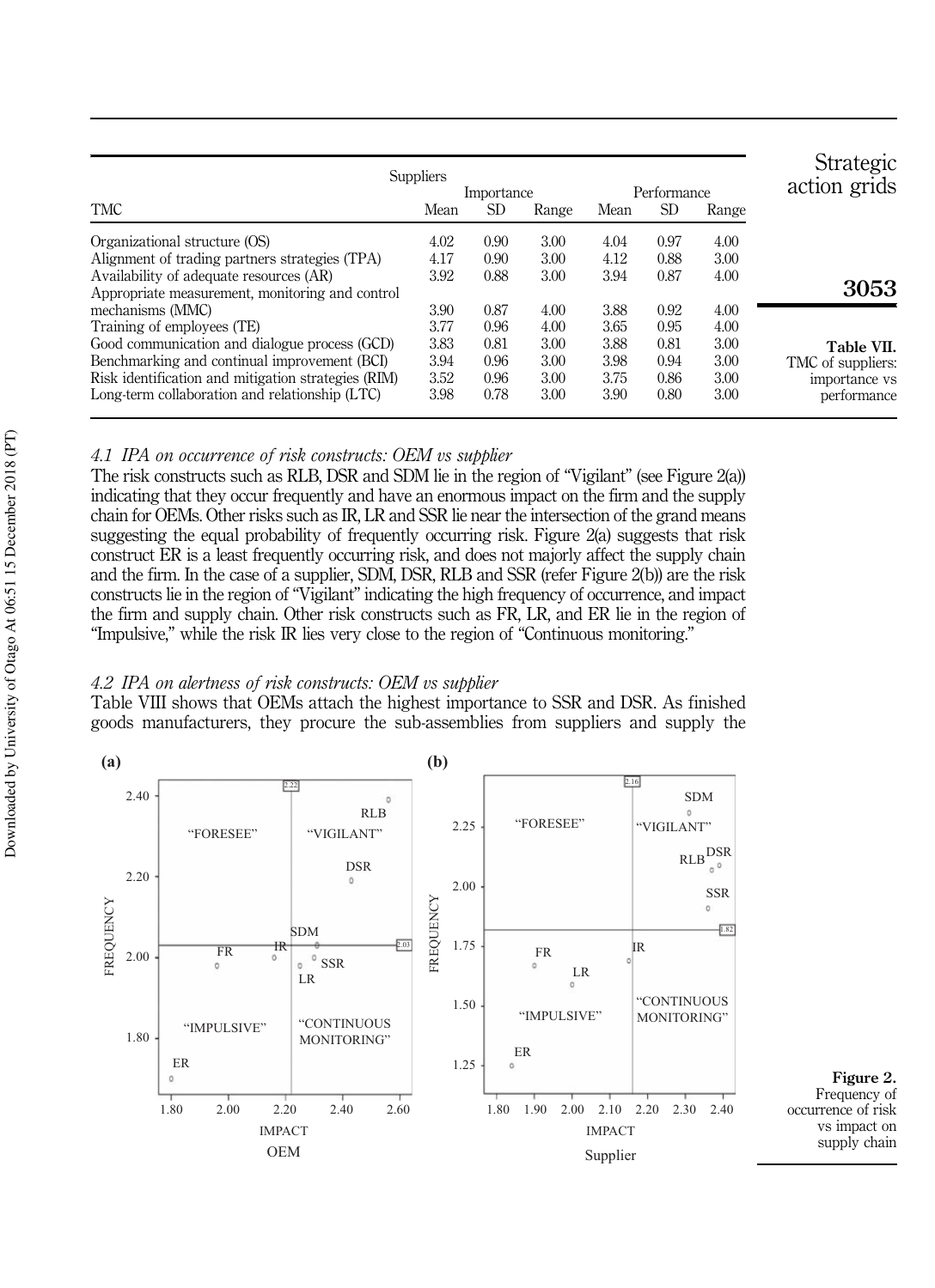| Suppliers TMC | Importance | | | Performance | | |
|---|---|---|---|---|---|---|
| | Mean | SD | Range | Mean | SD | Range |
| Organizational structure (OS) | 4.02 | 0.90 | 3.00 | 4.04 | 0.97 | 4.00 |
| Alignment of trading partners strategies (TPA) | 4.17 | 0.90 | 3.00 | 4.12 | 0.88 | 3.00 |
| Availability of adequate resources (AR) | 3.92 | 0.88 | 3.00 | 3.94 | 0.87 | 4.00 |
| Appropriate measurement, monitoring and control mechanisms (MMC) | 3.90 | 0.87 | 4.00 | 3.88 | 0.92 | 4.00 |
| Training of employees (TE) | 3.77 | 0.96 | 4.00 | 3.65 | 0.95 | 4.00 |
| Good communication and dialogue process (GCD) | 3.83 | 0.81 | 3.00 | 3.88 | 0.81 | 3.00 |
| Benchmarking and continual improvement (BCI) | 3.94 | 0.96 | 3.00 | 3.98 | 0.94 | 3.00 |
| Risk identification and mitigation strategies (RIM) | 3.52 | 0.96 | 3.00 | 3.75 | 0.86 | 3.00 |
| Long-term collaboration and relationship (LTC) | 3.98 | 0.78 | 3.00 | 3.90 | 0.80 | 3.00 |

**Table VII.** TMC of suppliers: importance vs performance

### 4.1 IPA on occurrence of risk constructs: OEM vs supplier

The risk constructs such as RLB, DSR and SDM lie in the region of "Vigilant" (see Figure 2(a)) indicating that they occur frequently and have an enormous impact on the firm and the supply chain for OEMs. Other risks such as IR, LR and SSR lie near the intersection of the grand means suggesting the equal probability of frequently occurring risk. Figure 2(a) suggests that risk construct ER is a least frequently occurring risk, and does not majorly affect the supply chain and the firm. In the case of a supplier, SDM, DSR, RLB and SSR (refer Figure 2(b)) are the risk constructs lie in the region of "Vigilant" indicating the high frequency of occurrence, and impact the firm and supply chain. Other risk constructs such as FR, LR, and ER lie in the region of "Impulsive," while the risk IR lies very close to the region of "Continuous monitoring."

### 4.2 IPA on alertness of risk constructs: OEM vs supplier

Table VIII shows that OEMs attach the highest importance to SSR and DSR. As finished goods manufacturers, they procure the sub-assemblies from suppliers and supply the

**Figure 2.** Frequency of occurrence of risk vs impact on supply chain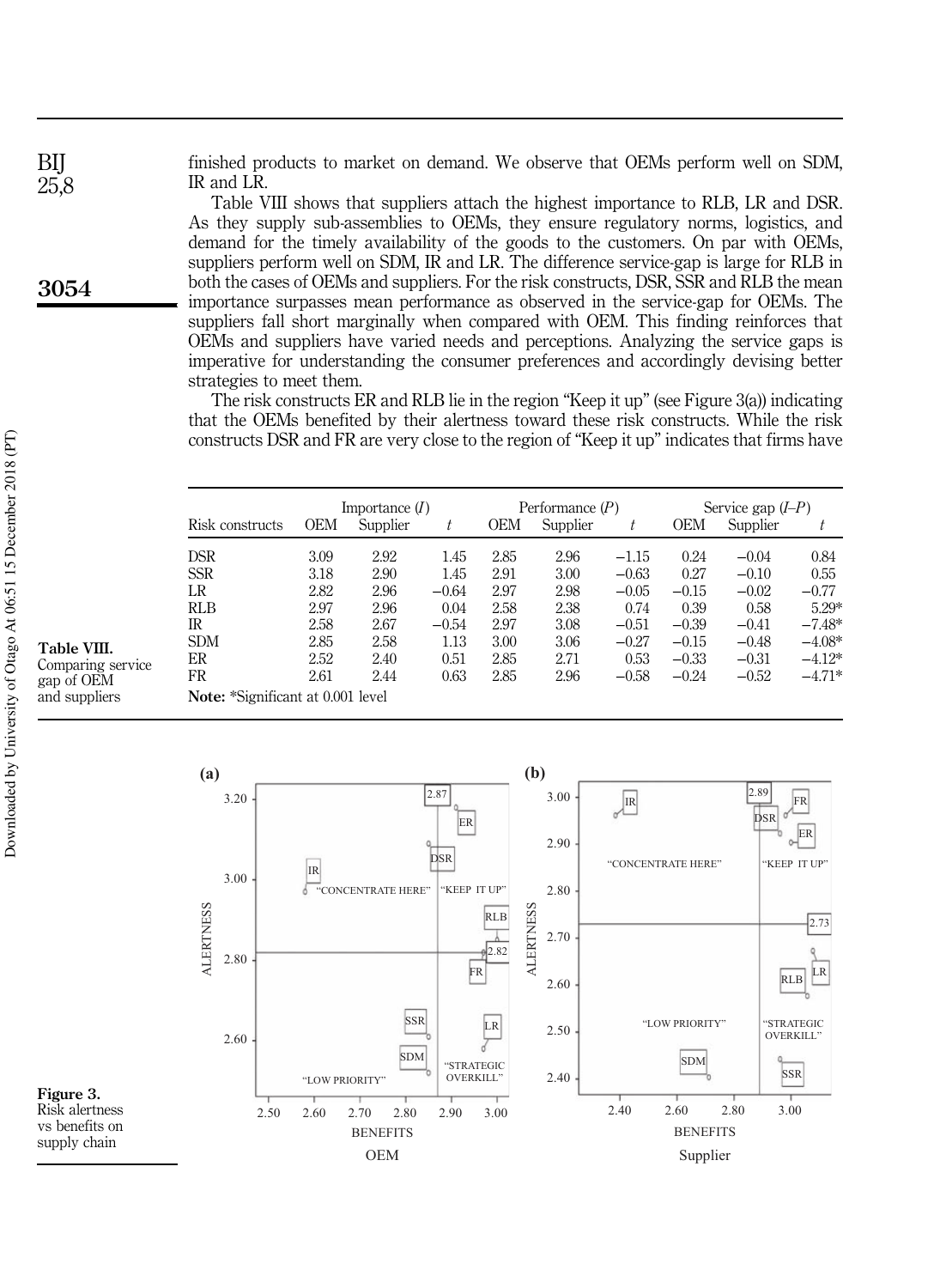finished products to market on demand. We observe that OEMs perform well on SDM, IR and LR.

Table VIII shows that suppliers attach the highest importance to RLB, LR and DSR. As they supply sub-assemblies to OEMs, they ensure regulatory norms, logistics, and demand for the timely availability of the goods to the customers. On par with OEMs, suppliers perform well on SDM, IR and LR. The difference service-gap is large for RLB in both the cases of OEMs and suppliers. For the risk constructs, DSR, SSR and RLB the mean importance surpasses mean performance as observed in the service-gap for OEMs. The suppliers fall short marginally when compared with OEM. This finding reinforces that OEMs and suppliers have varied needs and perceptions. Analyzing the service gaps is imperative for understanding the consumer preferences and accordingly devising better strategies to meet them.

The risk constructs ER and RLB lie in the region "Keep it up" (see Figure 3(a)) indicating that the OEMs benefited by their alertness toward these risk constructs. While the risk constructs DSR and FR are very close to the region of "Keep it up" indicates that firms have

**Table VIII.** Comparing service gap of OEM and suppliers

| Risk constructs | Importance ($I$) | | | Performance ($P$) | | | Service gap ($I$–$P$) | | |
|---|---|---|---|---|---|---|---|---|---|
| | OEM | Supplier | $t$ | OEM | Supplier | $t$ | OEM | Supplier | $t$ |
| DSR | 3.09 | 2.92 | 1.45 | 2.85 | 2.96 | −1.15 | 0.24 | −0.04 | 0.84 |
| SSR | 3.18 | 2.90 | 1.45 | 2.91 | 3.00 | −0.63 | 0.27 | −0.10 | 0.55 |
| LR | 2.82 | 2.96 | −0.64 | 2.97 | 2.98 | −0.05 | −0.15 | −0.02 | −0.77 |
| RLB | 2.97 | 2.96 | 0.04 | 2.58 | 2.38 | 0.74 | 0.39 | 0.58 | 5.29* |
| IR | 2.58 | 2.67 | −0.54 | 2.97 | 3.08 | −0.51 | −0.39 | −0.41 | −7.48* |
| SDM | 2.85 | 2.58 | 1.13 | 3.00 | 3.06 | −0.27 | −0.15 | −0.48 | −4.08* |
| ER | 2.52 | 2.40 | 0.51 | 2.85 | 2.71 | 0.53 | −0.33 | −0.31 | −4.12* |
| FR | 2.61 | 2.44 | 0.63 | 2.85 | 2.96 | −0.58 | −0.24 | −0.52 | −4.71* |

**Note:** *Significant at 0.001 level

**Figure 3.** Risk alertness vs benefits on supply chain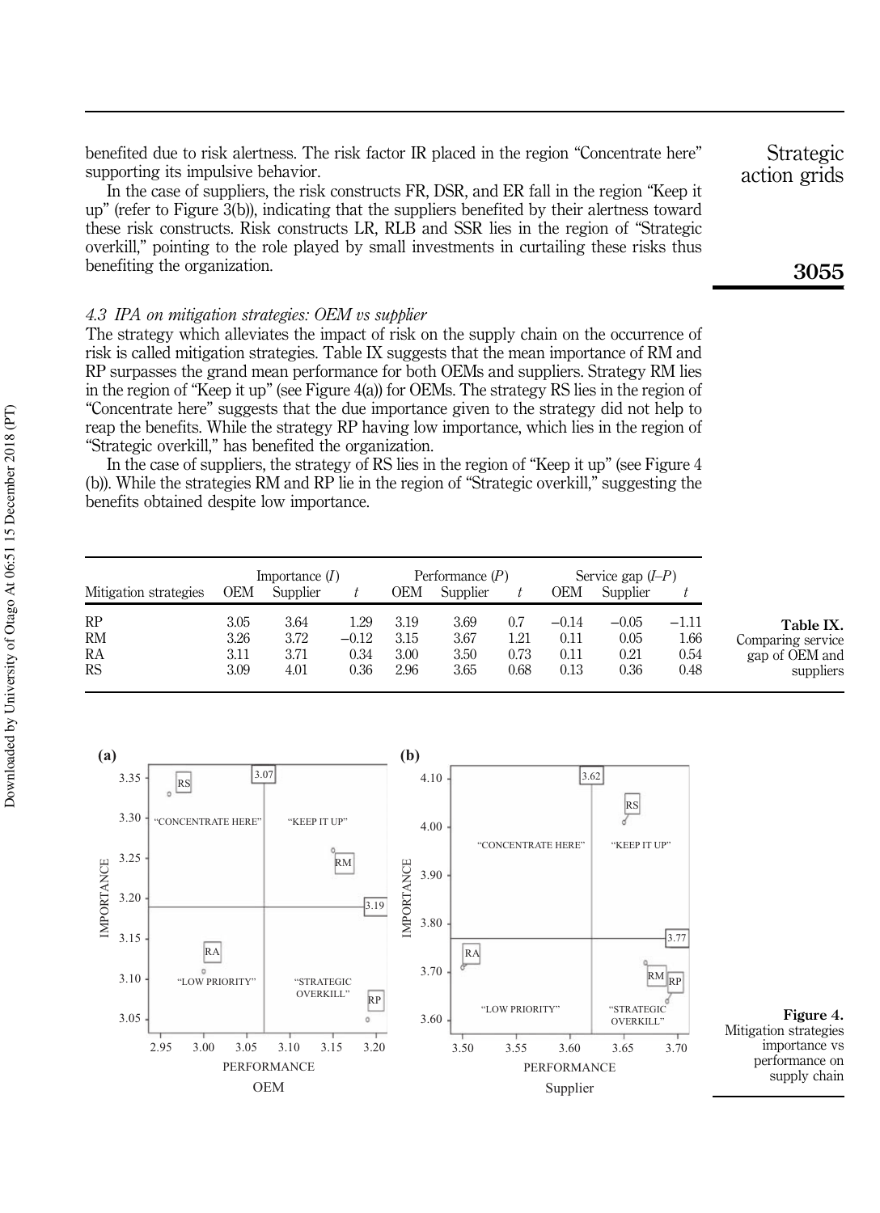benefited due to risk alertness. The risk factor IR placed in the region "Concentrate here" supporting its impulsive behavior.

In the case of suppliers, the risk constructs FR, DSR, and ER fall in the region "Keep it up" (refer to Figure 3(b)), indicating that the suppliers benefited by their alertness toward these risk constructs. Risk constructs LR, RLB and SSR lies in the region of "Strategic overkill," pointing to the role played by small investments in curtailing these risks thus benefiting the organization.

### 4.3 IPA on mitigation strategies: OEM vs supplier

The strategy which alleviates the impact of risk on the supply chain on the occurrence of risk is called mitigation strategies. Table IX suggests that the mean importance of RM and RP surpasses the grand mean performance for both OEMs and suppliers. Strategy RM lies in the region of "Keep it up" (see Figure 4(a)) for OEMs. The strategy RS lies in the region of "Concentrate here" suggests that the due importance given to the strategy did not help to reap the benefits. While the strategy RP having low importance, which lies in the region of "Strategic overkill," has benefited the organization.

In the case of suppliers, the strategy of RS lies in the region of "Keep it up" (see Figure 4 (b)). While the strategies RM and RP lie in the region of "Strategic overkill," suggesting the benefits obtained despite low importance.

| Mitigation strategies | Importance ($I$) | | | Performance ($P$) | | | Service gap ($I$–$P$) | | |
|---|---|---|---|---|---|---|---|---|---|
| | OEM | Supplier | $t$ | OEM | Supplier | $t$ | OEM | Supplier | $t$ |
| RP | 3.05 | 3.64 | 1.29 | 3.19 | 3.69 | 0.7 | −0.14 | −0.05 | −1.11 |
| RM | 3.26 | 3.72 | −0.12 | 3.15 | 3.67 | 1.21 | 0.11 | 0.05 | 1.66 |
| RA | 3.11 | 3.71 | 0.34 | 3.00 | 3.50 | 0.73 | 0.11 | 0.21 | 0.54 |
| RS | 3.09 | 4.01 | 0.36 | 2.96 | 3.65 | 0.68 | 0.13 | 0.36 | 0.48 |

**Table IX.** Comparing service gap of OEM and suppliers

**Figure 4.** Mitigation strategies importance vs performance on supply chain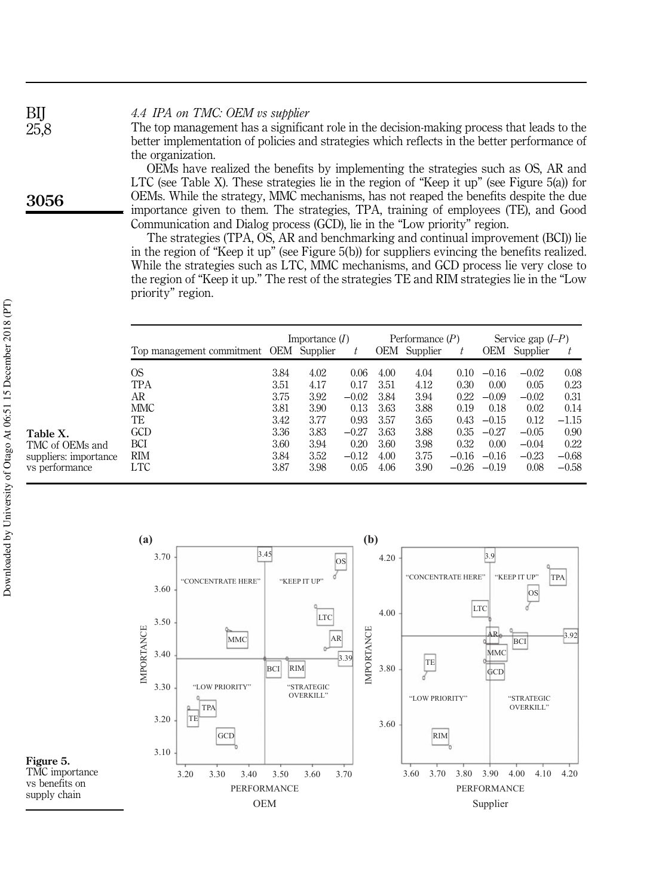### 4.4 IPA on TMC: OEM vs supplier

The top management has a significant role in the decision-making process that leads to the better implementation of policies and strategies which reflects in the better performance of the organization.

OEMs have realized the benefits by implementing the strategies such as OS, AR and LTC (see Table X). These strategies lie in the region of "Keep it up" (see Figure 5(a)) for OEMs. While the strategy, MMC mechanisms, has not reaped the benefits despite the due importance given to them. The strategies, TPA, training of employees (TE), and Good Communication and Dialog process (GCD), lie in the "Low priority" region.

The strategies (TPA, OS, AR and benchmarking and continual improvement (BCI)) lie in the region of "Keep it up" (see Figure 5(b)) for suppliers evincing the benefits realized. While the strategies such as LTC, MMC mechanisms, and GCD process lie very close to the region of "Keep it up." The rest of the strategies TE and RIM strategies lie in the "Low priority" region.

**Table X.** TMC of OEMs and suppliers: importance vs performance

| Top management commitment | Importance ($I$) | | | Performance ($P$) | | | Service gap ($I$–$P$) | | |
|---|---|---|---|---|---|---|---|---|---|
| | OEM | Supplier | $t$ | OEM | Supplier | $t$ | OEM | Supplier | $t$ |
| OS | 3.84 | 4.02 | 0.06 | 4.00 | 4.04 | 0.10 | −0.16 | −0.02 | 0.08 |
| TPA | 3.51 | 4.17 | 0.17 | 3.51 | 4.12 | 0.30 | 0.00 | 0.05 | 0.23 |
| AR | 3.75 | 3.92 | −0.02 | 3.84 | 3.94 | 0.22 | −0.09 | −0.02 | 0.31 |
| MMC | 3.81 | 3.90 | 0.13 | 3.63 | 3.88 | 0.19 | 0.18 | 0.02 | 0.14 |
| TE | 3.42 | 3.77 | 0.93 | 3.57 | 3.65 | 0.43 | −0.15 | 0.12 | −1.15 |
| GCD | 3.36 | 3.83 | −0.27 | 3.63 | 3.88 | 0.35 | −0.27 | −0.05 | 0.90 |
| BCI | 3.60 | 3.94 | 0.20 | 3.60 | 3.98 | 0.32 | 0.00 | −0.04 | 0.22 |
| RIM | 3.84 | 3.52 | −0.12 | 4.00 | 3.75 | −0.16 | −0.16 | −0.23 | −0.68 |
| LTC | 3.87 | 3.98 | 0.05 | 4.06 | 3.90 | −0.26 | −0.19 | 0.08 | −0.58 |

**Figure 5.** TMC importance vs benefits on supply chain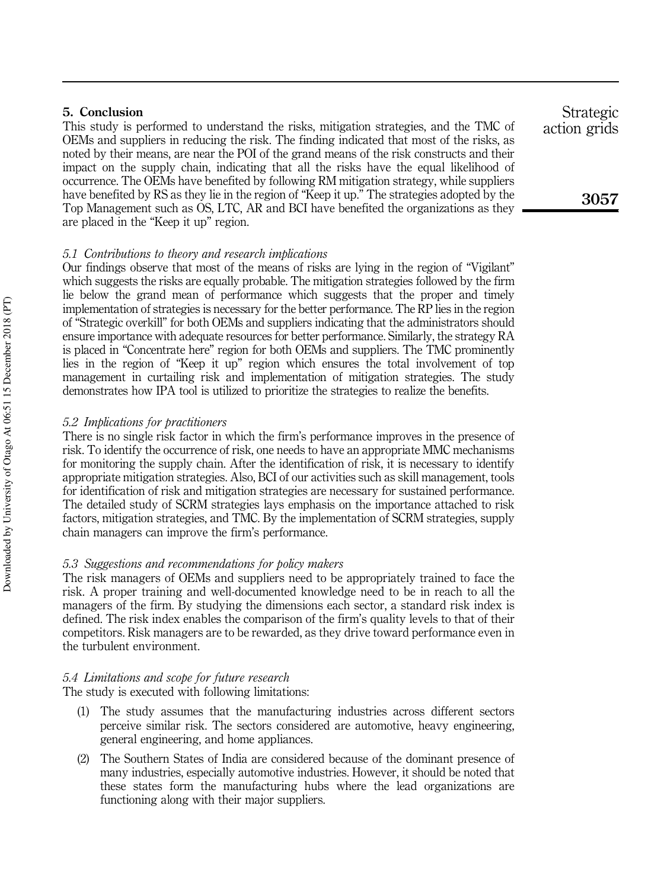## 5. Conclusion

This study is performed to understand the risks, mitigation strategies, and the TMC of OEMs and suppliers in reducing the risk. The finding indicated that most of the risks, as noted by their means, are near the POI of the grand means of the risk constructs and their impact on the supply chain, indicating that all the risks have the equal likelihood of occurrence. The OEMs have benefited by following RM mitigation strategy, while suppliers have benefited by RS as they lie in the region of "Keep it up." The strategies adopted by the Top Management such as OS, LTC, AR and BCI have benefited the organizations as they are placed in the "Keep it up" region.

### *5.1 Contributions to theory and research implications*

Our findings observe that most of the means of risks are lying in the region of "Vigilant" which suggests the risks are equally probable. The mitigation strategies followed by the firm lie below the grand mean of performance which suggests that the proper and timely implementation of strategies is necessary for the better performance. The RP lies in the region of "Strategic overkill" for both OEMs and suppliers indicating that the administrators should ensure importance with adequate resources for better performance. Similarly, the strategy RA is placed in "Concentrate here" region for both OEMs and suppliers. The TMC prominently lies in the region of "Keep it up" region which ensures the total involvement of top management in curtailing risk and implementation of mitigation strategies. The study demonstrates how IPA tool is utilized to prioritize the strategies to realize the benefits.

### *5.2 Implications for practitioners*

There is no single risk factor in which the firm's performance improves in the presence of risk. To identify the occurrence of risk, one needs to have an appropriate MMC mechanisms for monitoring the supply chain. After the identification of risk, it is necessary to identify appropriate mitigation strategies. Also, BCI of our activities such as skill management, tools for identification of risk and mitigation strategies are necessary for sustained performance. The detailed study of SCRM strategies lays emphasis on the importance attached to risk factors, mitigation strategies, and TMC. By the implementation of SCRM strategies, supply chain managers can improve the firm's performance.

### *5.3 Suggestions and recommendations for policy makers*

The risk managers of OEMs and suppliers need to be appropriately trained to face the risk. A proper training and well-documented knowledge need to be in reach to all the managers of the firm. By studying the dimensions each sector, a standard risk index is defined. The risk index enables the comparison of the firm's quality levels to that of their competitors. Risk managers are to be rewarded, as they drive toward performance even in the turbulent environment.

### *5.4 Limitations and scope for future research*

The study is executed with following limitations:

1. The study assumes that the manufacturing industries across different sectors perceive similar risk. The sectors considered are automotive, heavy engineering, general engineering, and home appliances.
2. The Southern States of India are considered because of the dominant presence of many industries, especially automotive industries. However, it should be noted that these states form the manufacturing hubs where the lead organizations are functioning along with their major suppliers.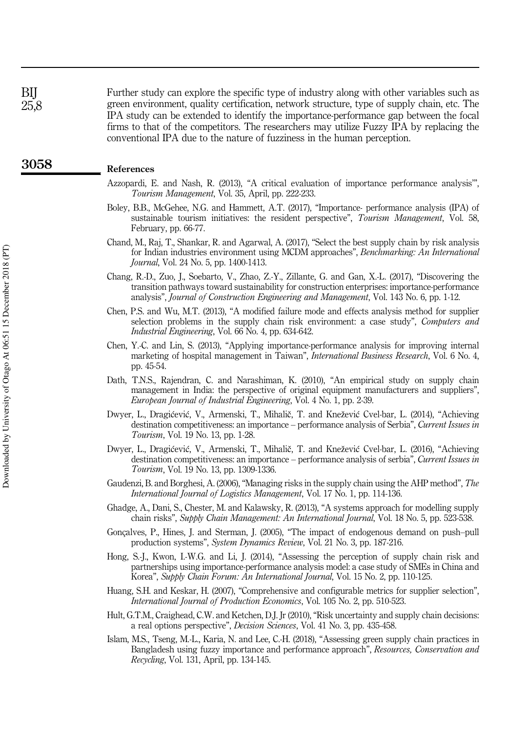Further study can explore the specific type of industry along with other variables such as green environment, quality certification, network structure, type of supply chain, etc. The IPA study can be extended to identify the importance-performance gap between the focal firms to that of the competitors. The researchers may utilize Fuzzy IPA by replacing the conventional IPA due to the nature of fuzziness in the human perception.

## References

Azzopardi, E. and Nash, R. (2013), "A critical evaluation of importance performance analysis'", *Tourism Management*, Vol. 35, April, pp. 222-233.

Boley, B.B., McGehee, N.G. and Hammett, A.T. (2017), "Importance- performance analysis (IPA) of sustainable tourism initiatives: the resident perspective", *Tourism Management*, Vol. 58, February, pp. 66-77.

Chand, M., Raj, T., Shankar, R. and Agarwal, A. (2017), "Select the best supply chain by risk analysis for Indian industries environment using MCDM approaches", *Benchmarking: An International Journal*, Vol. 24 No. 5, pp. 1400-1413.

Chang, R.-D., Zuo, J., Soebarto, V., Zhao, Z.-Y., Zillante, G. and Gan, X.-L. (2017), "Discovering the transition pathways toward sustainability for construction enterprises: importance-performance analysis", *Journal of Construction Engineering and Management*, Vol. 143 No. 6, pp. 1-12.

Chen, P.S. and Wu, M.T. (2013), "A modified failure mode and effects analysis method for supplier selection problems in the supply chain risk environment: a case study", *Computers and Industrial Engineering*, Vol. 66 No. 4, pp. 634-642.

Chen, Y.-C. and Lin, S. (2013), "Applying importance-performance analysis for improving internal marketing of hospital management in Taiwan", *International Business Research*, Vol. 6 No. 4, pp. 45-54.

Dath, T.N.S., Rajendran, C. and Narashiman, K. (2010), "An empirical study on supply chain management in India: the perspective of original equipment manufacturers and suppliers", *European Journal of Industrial Engineering*, Vol. 4 No. 1, pp. 2-39.

Dwyer, L., Dragićević, V., Armenski, T., Mihalič, T. and Knežević Cvel-bar, L. (2014), "Achieving destination competitiveness: an importance – performance analysis of Serbia", *Current Issues in Tourism*, Vol. 19 No. 13, pp. 1-28.

Dwyer, L., Dragićević, V., Armenski, T., Mihalič, T. and Knežević Cvel-bar, L. (2016), "Achieving destination competitiveness: an importance – performance analysis of serbia", *Current Issues in Tourism*, Vol. 19 No. 13, pp. 1309-1336.

Gaudenzi, B. and Borghesi, A. (2006), "Managing risks in the supply chain using the AHP method", *The International Journal of Logistics Management*, Vol. 17 No. 1, pp. 114-136.

Ghadge, A., Dani, S., Chester, M. and Kalawsky, R. (2013), "A systems approach for modelling supply chain risks", *Supply Chain Management: An International Journal*, Vol. 18 No. 5, pp. 523-538.

Gonçalves, P., Hines, J. and Sterman, J. (2005), "The impact of endogenous demand on push–pull production systems", *System Dynamics Review*, Vol. 21 No. 3, pp. 187-216.

Hong, S.-J., Kwon, I.-W.G. and Li, J. (2014), "Assessing the perception of supply chain risk and partnerships using importance-performance analysis model: a case study of SMEs in China and Korea", *Supply Chain Forum: An International Journal*, Vol. 15 No. 2, pp. 110-125.

Huang, S.H. and Keskar, H. (2007), "Comprehensive and configurable metrics for supplier selection", *International Journal of Production Economics*, Vol. 105 No. 2, pp. 510-523.

Hult, G.T.M., Craighead, C.W. and Ketchen, D.J. Jr (2010), "Risk uncertainty and supply chain decisions: a real options perspective", *Decision Sciences*, Vol. 41 No. 3, pp. 435-458.

Islam, M.S., Tseng, M.-L., Karia, N. and Lee, C.-H. (2018), "Assessing green supply chain practices in Bangladesh using fuzzy importance and performance approach", *Resources, Conservation and Recycling*, Vol. 131, April, pp. 134-145.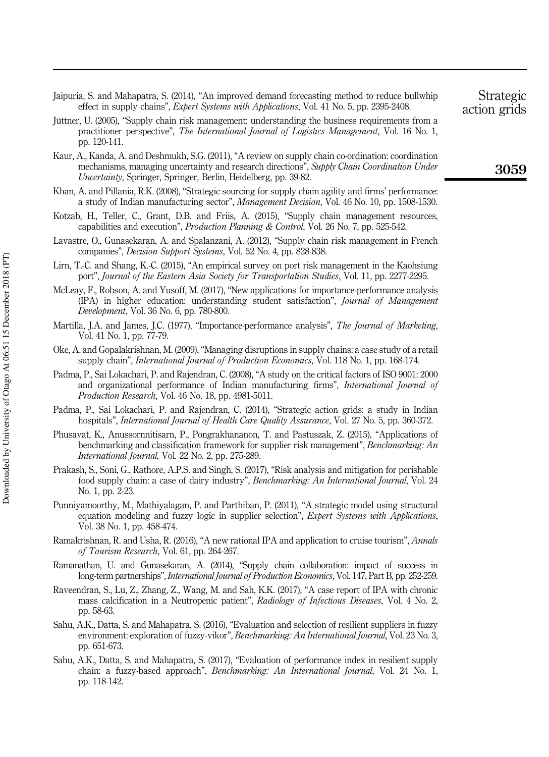Jaipuria, S. and Mahapatra, S. (2014), "An improved demand forecasting method to reduce bullwhip effect in supply chains", *Expert Systems with Applications*, Vol. 41 No. 5, pp. 2395-2408.

Jüttner, U. (2005), "Supply chain risk management: understanding the business requirements from a practitioner perspective", *The International Journal of Logistics Management*, Vol. 16 No. 1, pp. 120-141.

Kaur, A., Kanda, A. and Deshmukh, S.G. (2011), "A review on supply chain co-ordination: coordination mechanisms, managing uncertainty and research directions", *Supply Chain Coordination Under Uncertainty*, Springer, Springer, Berlin, Heidelberg, pp. 39-82.

Khan, A. and Pillania, R.K. (2008), "Strategic sourcing for supply chain agility and firms' performance: a study of Indian manufacturing sector", *Management Decision*, Vol. 46 No. 10, pp. 1508-1530.

Kotzab, H., Teller, C., Grant, D.B. and Friis, A. (2015), "Supply chain management resources, capabilities and execution", *Production Planning & Control*, Vol. 26 No. 7, pp. 525-542.

Lavastre, O., Gunasekaran, A. and Spalanzani, A. (2012), "Supply chain risk management in French companies", *Decision Support Systems*, Vol. 52 No. 4, pp. 828-838.

Lirn, T.-C. and Shang, K.-C. (2015), "An empirical survey on port risk management in the Kaohsiung port", *Journal of the Eastern Asia Society for Transportation Studies*, Vol. 11, pp. 2277-2295.

McLeay, F., Robson, A. and Yusoff, M. (2017), "New applications for importance-performance analysis (IPA) in higher education: understanding student satisfaction", *Journal of Management Development*, Vol. 36 No. 6, pp. 780-800.

Martilla, J.A. and James, J.C. (1977), "Importance-performance analysis", *The Journal of Marketing*, Vol. 41 No. 1, pp. 77-79.

Oke, A. and Gopalakrishnan, M. (2009), "Managing disruptions in supply chains: a case study of a retail supply chain", *International Journal of Production Economics*, Vol. 118 No. 1, pp. 168-174.

Padma, P., Sai Lokachari, P. and Rajendran, C. (2008), "A study on the critical factors of ISO 9001: 2000 and organizational performance of Indian manufacturing firms", *International Journal of Production Research*, Vol. 46 No. 18, pp. 4981-5011.

Padma, P., Sai Lokachari, P. and Rajendran, C. (2014), "Strategic action grids: a study in Indian hospitals", *International Journal of Health Care Quality Assurance*, Vol. 27 No. 5, pp. 360-372.

Phusavat, K., Anussornnitisarn, P., Pongrakhananon, T. and Pastuszak, Z. (2015), "Applications of benchmarking and classification framework for supplier risk management", *Benchmarking: An International Journal*, Vol. 22 No. 2, pp. 275-289.

Prakash, S., Soni, G., Rathore, A.P.S. and Singh, S. (2017), "Risk analysis and mitigation for perishable food supply chain: a case of dairy industry", *Benchmarking: An International Journal*, Vol. 24 No. 1, pp. 2-23.

Punniyamoorthy, M., Mathiyalagan, P. and Parthiban, P. (2011), "A strategic model using structural equation modeling and fuzzy logic in supplier selection", *Expert Systems with Applications*, Vol. 38 No. 1, pp. 458-474.

Ramakrishnan, R. and Usha, R. (2016), "A new rational IPA and application to cruise tourism", *Annals of Tourism Research*, Vol. 61, pp. 264-267.

Ramanathan, U. and Gunasekaran, A. (2014), "Supply chain collaboration: impact of success in long-term partnerships", *International Journal of Production Economics*, Vol. 147, Part B, pp. 252-259.

Raveendran, S., Lu, Z., Zhang, Z., Wang, M. and Sah, K.K. (2017), "A case report of IPA with chronic mass calcification in a Neutropenic patient", *Radiology of Infectious Diseases*, Vol. 4 No. 2, pp. 58-63.

Sahu, A.K., Datta, S. and Mahapatra, S. (2016), "Evaluation and selection of resilient suppliers in fuzzy environment: exploration of fuzzy-vikor", *Benchmarking: An International Journal*, Vol. 23 No. 3, pp. 651-673.

Sahu, A.K., Datta, S. and Mahapatra, S. (2017), "Evaluation of performance index in resilient supply chain: a fuzzy-based approach", *Benchmarking: An International Journal*, Vol. 24 No. 1, pp. 118-142.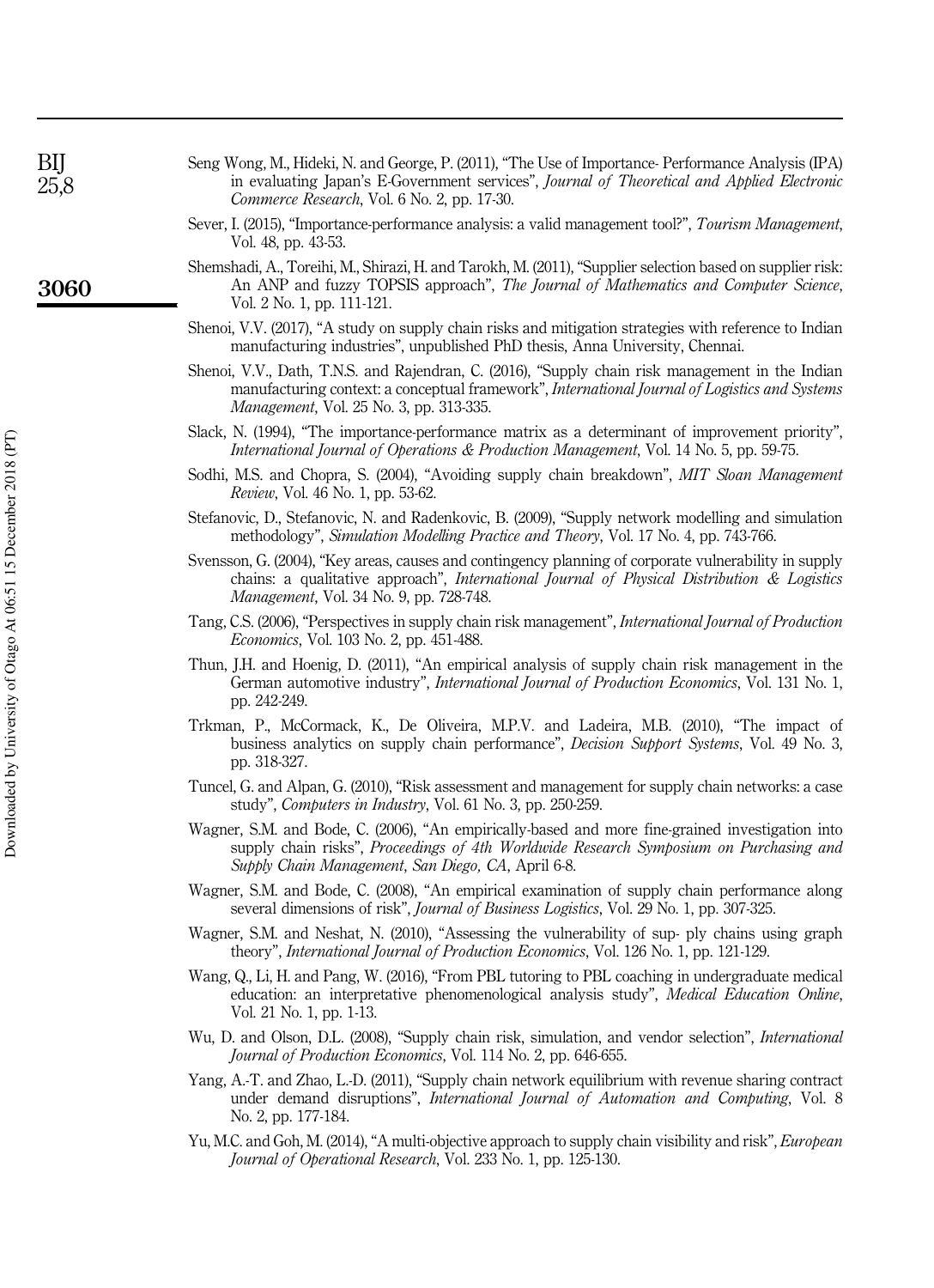Seng Wong, M., Hideki, N. and George, P. (2011), "The Use of Importance- Performance Analysis (IPA) in evaluating Japan's E-Government services", *Journal of Theoretical and Applied Electronic Commerce Research*, Vol. 6 No. 2, pp. 17-30.

Sever, I. (2015), "Importance-performance analysis: a valid management tool?", *Tourism Management*, Vol. 48, pp. 43-53.

Shemshadi, A., Toreihi, M., Shirazi, H. and Tarokh, M. (2011), "Supplier selection based on supplier risk: An ANP and fuzzy TOPSIS approach", *The Journal of Mathematics and Computer Science*, Vol. 2 No. 1, pp. 111-121.

Shenoi, V.V. (2017), "A study on supply chain risks and mitigation strategies with reference to Indian manufacturing industries", unpublished PhD thesis, Anna University, Chennai.

Shenoi, V.V., Dath, T.N.S. and Rajendran, C. (2016), "Supply chain risk management in the Indian manufacturing context: a conceptual framework", *International Journal of Logistics and Systems Management*, Vol. 25 No. 3, pp. 313-335.

Slack, N. (1994), "The importance-performance matrix as a determinant of improvement priority", *International Journal of Operations & Production Management*, Vol. 14 No. 5, pp. 59-75.

Sodhi, M.S. and Chopra, S. (2004), "Avoiding supply chain breakdown", *MIT Sloan Management Review*, Vol. 46 No. 1, pp. 53-62.

Stefanovic, D., Stefanovic, N. and Radenkovic, B. (2009), "Supply network modelling and simulation methodology", *Simulation Modelling Practice and Theory*, Vol. 17 No. 4, pp. 743-766.

Svensson, G. (2004), "Key areas, causes and contingency planning of corporate vulnerability in supply chains: a qualitative approach", *International Journal of Physical Distribution & Logistics Management*, Vol. 34 No. 9, pp. 728-748.

Tang, C.S. (2006), "Perspectives in supply chain risk management", *International Journal of Production Economics*, Vol. 103 No. 2, pp. 451-488.

Thun, J.H. and Hoenig, D. (2011), "An empirical analysis of supply chain risk management in the German automotive industry", *International Journal of Production Economics*, Vol. 131 No. 1, pp. 242-249.

Trkman, P., McCormack, K., De Oliveira, M.P.V. and Ladeira, M.B. (2010), "The impact of business analytics on supply chain performance", *Decision Support Systems*, Vol. 49 No. 3, pp. 318-327.

Tuncel, G. and Alpan, G. (2010), "Risk assessment and management for supply chain networks: a case study", *Computers in Industry*, Vol. 61 No. 3, pp. 250-259.

Wagner, S.M. and Bode, C. (2006), "An empirically-based and more fine-grained investigation into supply chain risks", *Proceedings of 4th Worldwide Research Symposium on Purchasing and Supply Chain Management, San Diego, CA*, April 6-8.

Wagner, S.M. and Bode, C. (2008), "An empirical examination of supply chain performance along several dimensions of risk", *Journal of Business Logistics*, Vol. 29 No. 1, pp. 307-325.

Wagner, S.M. and Neshat, N. (2010), "Assessing the vulnerability of sup- ply chains using graph theory", *International Journal of Production Economics*, Vol. 126 No. 1, pp. 121-129.

Wang, Q., Li, H. and Pang, W. (2016), "From PBL tutoring to PBL coaching in undergraduate medical education: an interpretative phenomenological analysis study", *Medical Education Online*, Vol. 21 No. 1, pp. 1-13.

Wu, D. and Olson, D.L. (2008), "Supply chain risk, simulation, and vendor selection", *International Journal of Production Economics*, Vol. 114 No. 2, pp. 646-655.

Yang, A.-T. and Zhao, L.-D. (2011), "Supply chain network equilibrium with revenue sharing contract under demand disruptions", *International Journal of Automation and Computing*, Vol. 8 No. 2, pp. 177-184.

Yu, M.C. and Goh, M. (2014), "A multi-objective approach to supply chain visibility and risk", *European Journal of Operational Research*, Vol. 233 No. 1, pp. 125-130.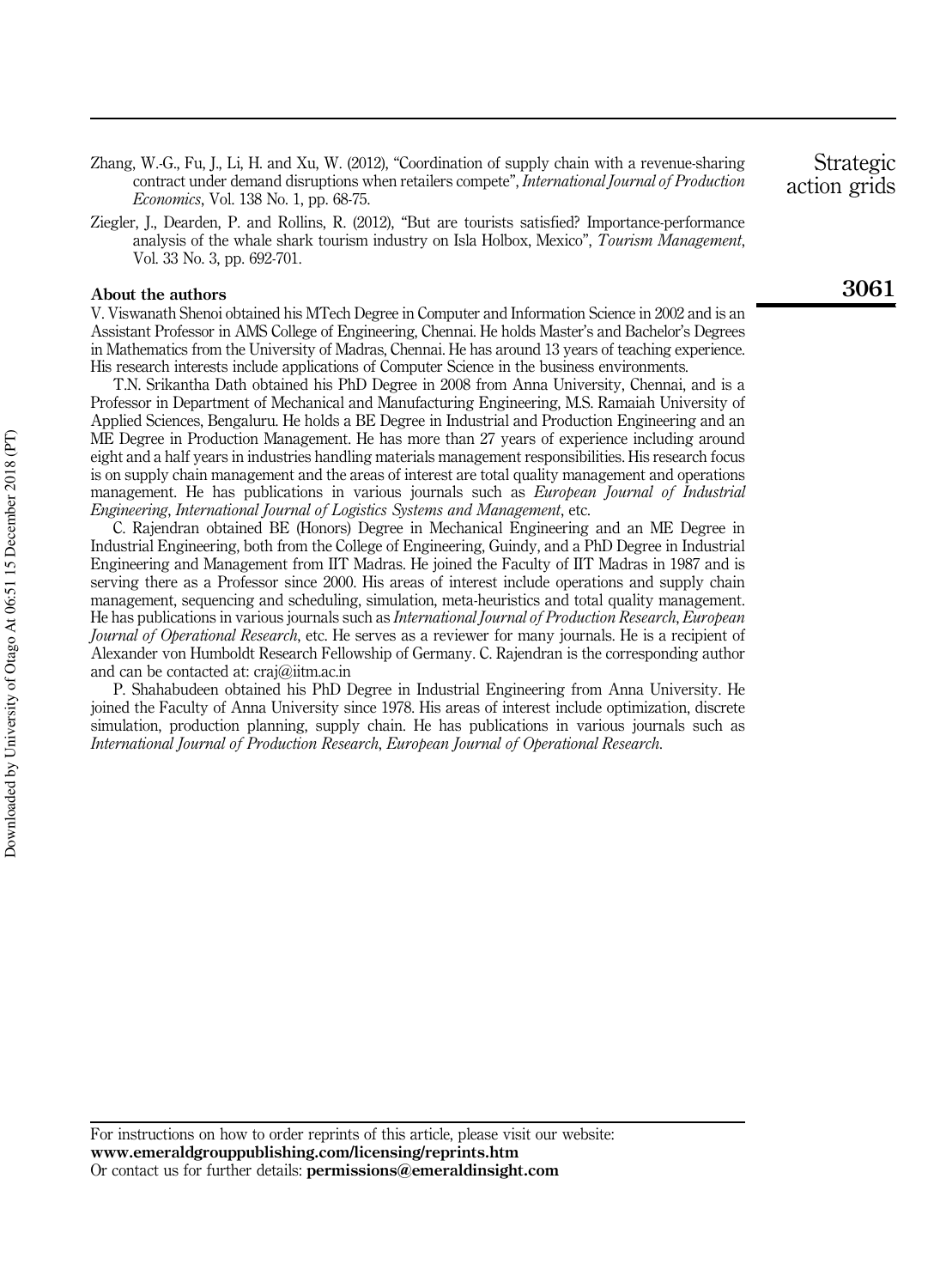Zhang, W.-G., Fu, J., Li, H. and Xu, W. (2012), "Coordination of supply chain with a revenue-sharing contract under demand disruptions when retailers compete", *International Journal of Production Economics*, Vol. 138 No. 1, pp. 68-75.

Ziegler, J., Dearden, P. and Rollins, R. (2012), "But are tourists satisfied? Importance-performance analysis of the whale shark tourism industry on Isla Holbox, Mexico", *Tourism Management*, Vol. 33 No. 3, pp. 692-701.

## About the authors

V. Viswanath Shenoi obtained his MTech Degree in Computer and Information Science in 2002 and is an Assistant Professor in AMS College of Engineering, Chennai. He holds Master's and Bachelor's Degrees in Mathematics from the University of Madras, Chennai. He has around 13 years of teaching experience. His research interests include applications of Computer Science in the business environments.

T.N. Srikantha Dath obtained his PhD Degree in 2008 from Anna University, Chennai, and is a Professor in Department of Mechanical and Manufacturing Engineering, M.S. Ramaiah University of Applied Sciences, Bengaluru. He holds a BE Degree in Industrial and Production Engineering and an ME Degree in Production Management. He has more than 27 years of experience including around eight and a half years in industries handling materials management responsibilities. His research focus is on supply chain management and the areas of interest are total quality management and operations management. He has publications in various journals such as *European Journal of Industrial Engineering*, *International Journal of Logistics Systems and Management*, etc.

C. Rajendran obtained BE (Honors) Degree in Mechanical Engineering and an ME Degree in Industrial Engineering, both from the College of Engineering, Guindy, and a PhD Degree in Industrial Engineering and Management from IIT Madras. He joined the Faculty of IIT Madras in 1987 and is serving there as a Professor since 2000. His areas of interest include operations and supply chain management, sequencing and scheduling, simulation, meta-heuristics and total quality management. He has publications in various journals such as *International Journal of Production Research*, *European Journal of Operational Research*, etc. He serves as a reviewer for many journals. He is a recipient of Alexander von Humboldt Research Fellowship of Germany. C. Rajendran is the corresponding author and can be contacted at: craj@iitm.ac.in

P. Shahabudeen obtained his PhD Degree in Industrial Engineering from Anna University. He joined the Faculty of Anna University since 1978. His areas of interest include optimization, discrete simulation, production planning, supply chain. He has publications in various journals such as *International Journal of Production Research*, *European Journal of Operational Research*.

For instructions on how to order reprints of this article, please visit our website:
**www.emeraldgrouppublishing.com/licensing/reprints.htm**
Or contact us for further details: **permissions@emeraldinsight.com**